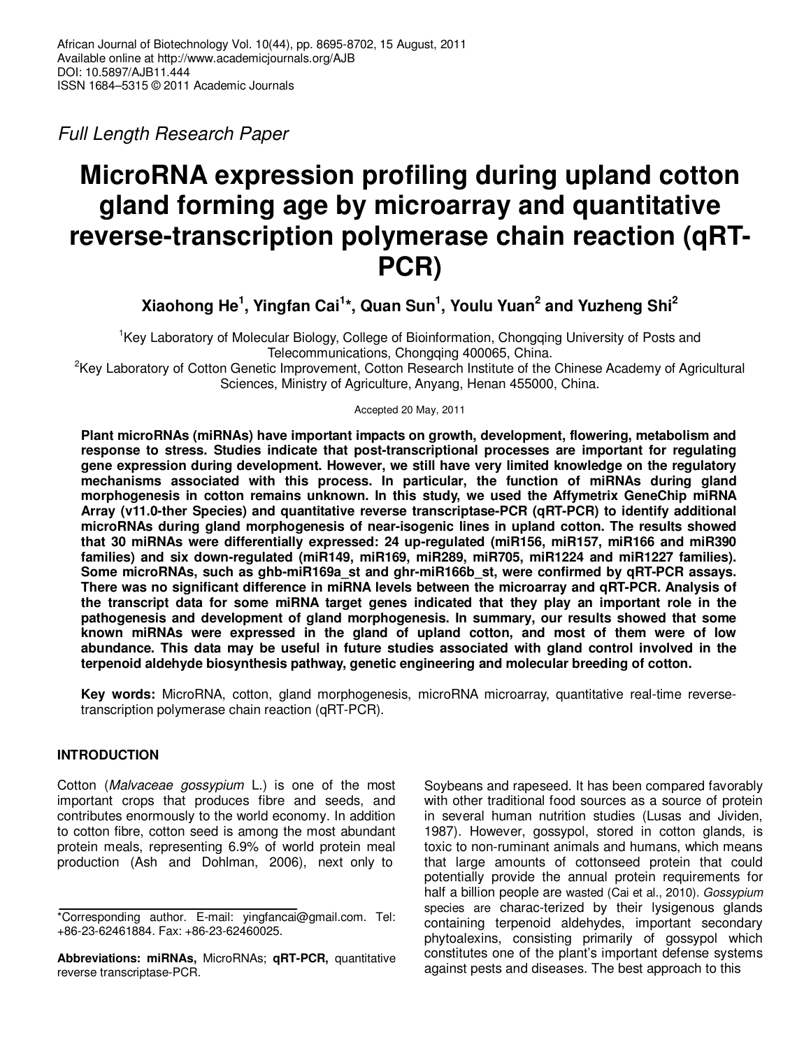African Journal of Biotechnology Vol. 10(44), pp. 8695-8702, 15 August, 2011
Available online at http://www.academicjournals.org/AJB
DOI: 10.5897/AJB11.444
ISSN 1684–5315 © 2011 Academic Journals

*Full Length Research Paper*

# MicroRNA expression profiling during upland cotton gland forming age by microarray and quantitative reverse-transcription polymerase chain reaction (qRT-PCR)

**Xiaohong He[1], Yingfan Cai[1]\*, Quan Sun[1], Youlu Yuan[2] and Yuzheng Shi[2]**

[1]Key Laboratory of Molecular Biology, College of Bioinformation, Chongqing University of Posts and Telecommunications, Chongqing 400065, China.

[2]Key Laboratory of Cotton Genetic Improvement, Cotton Research Institute of the Chinese Academy of Agricultural Sciences, Ministry of Agriculture, Anyang, Henan 455000, China.

Accepted 20 May, 2011

**Plant microRNAs (miRNAs) have important impacts on growth, development, flowering, metabolism and response to stress. Studies indicate that post-transcriptional processes are important for regulating gene expression during development. However, we still have very limited knowledge on the regulatory mechanisms associated with this process. In particular, the function of miRNAs during gland morphogenesis in cotton remains unknown. In this study, we used the Affymetrix GeneChip miRNA Array (v11.0-ther Species) and quantitative reverse transcriptase-PCR (qRT-PCR) to identify additional microRNAs during gland morphogenesis of near-isogenic lines in upland cotton. The results showed that 30 miRNAs were differentially expressed: 24 up-regulated (miR156, miR157, miR166 and miR390 families) and six down-regulated (miR149, miR169, miR289, miR705, miR1224 and miR1227 families). Some microRNAs, such as ghb-miR169a_st and ghr-miR166b_st, were confirmed by qRT-PCR assays. There was no significant difference in miRNA levels between the microarray and qRT-PCR. Analysis of the transcript data for some miRNA target genes indicated that they play an important role in the pathogenesis and development of gland morphogenesis. In summary, our results showed that some known miRNAs were expressed in the gland of upland cotton, and most of them were of low abundance. This data may be useful in future studies associated with gland control involved in the terpenoid aldehyde biosynthesis pathway, genetic engineering and molecular breeding of cotton.**

**Key words:** MicroRNA, cotton, gland morphogenesis, microRNA microarray, quantitative real-time reverse-transcription polymerase chain reaction (qRT-PCR).

## INTRODUCTION

Cotton (*Malvaceae gossypium* L.) is one of the most important crops that produces fibre and seeds, and contributes enormously to the world economy. In addition to cotton fibre, cotton seed is among the most abundant protein meals, representing 6.9% of world protein meal production (Ash and Dohlman, 2006), next only to Soybeans and rapeseed. It has been compared favorably with other traditional food sources as a source of protein in several human nutrition studies (Lusas and Jividen, 1987). However, gossypol, stored in cotton glands, is toxic to non-ruminant animals and humans, which means that large amounts of cottonseed protein that could potentially provide the annual protein requirements for half a billion people are wasted (Cai et al., 2010). *Gossypium* species are charac-terized by their lysigenous glands containing terpenoid aldehydes, important secondary phytoalexins, consisting primarily of gossypol which constitutes one of the plant's important defense systems against pests and diseases. The best approach to this

\*Corresponding author. E-mail: yingfancai@gmail.com. Tel: +86-23-62461884. Fax: +86-23-62460025.

**Abbreviations: miRNAs,** MicroRNAs; **qRT-PCR,** quantitative reverse transcriptase-PCR.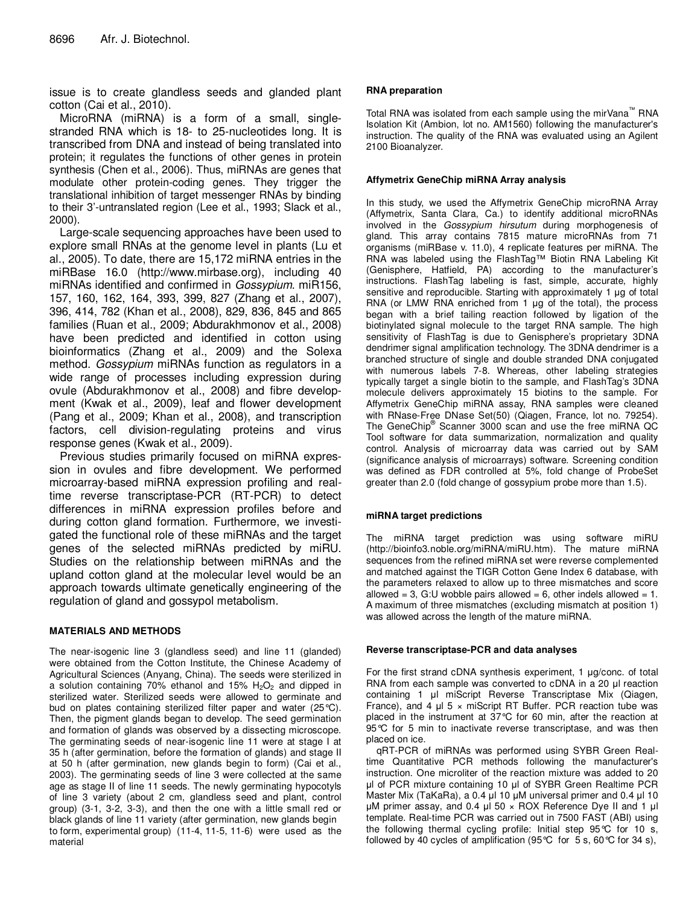issue is to create glandless seeds and glanded plant cotton (Cai et al., 2010).

MicroRNA (miRNA) is a form of a small, single-stranded RNA which is 18- to 25-nucleotides long. It is transcribed from DNA and instead of being translated into protein; it regulates the functions of other genes in protein synthesis (Chen et al., 2006). Thus, miRNAs are genes that modulate other protein-coding genes. They trigger the translational inhibition of target messenger RNAs by binding to their 3'-untranslated region (Lee et al., 1993; Slack et al., 2000).

Large-scale sequencing approaches have been used to explore small RNAs at the genome level in plants (Lu et al., 2005). To date, there are 15,172 miRNA entries in the miRBase 16.0 (http://www.mirbase.org), including 40 miRNAs identified and confirmed in *Gossypium*. miR156, 157, 160, 162, 164, 393, 399, 827 (Zhang et al., 2007), 396, 414, 782 (Khan et al., 2008), 829, 836, 845 and 865 families (Ruan et al., 2009; Abdurakhmonov et al., 2008) have been predicted and identified in cotton using bioinformatics (Zhang et al., 2009) and the Solexa method. *Gossypium* miRNAs function as regulators in a wide range of processes including expression during ovule (Abdurakhmonov et al., 2008) and fibre development (Kwak et al., 2009), leaf and flower development (Pang et al., 2009; Khan et al., 2008), and transcription factors, cell division-regulating proteins and virus response genes (Kwak et al., 2009).

Previous studies primarily focused on miRNA expression in ovules and fibre development. We performed microarray-based miRNA expression profiling and real-time reverse transcriptase-PCR (RT-PCR) to detect differences in miRNA expression profiles before and during cotton gland formation. Furthermore, we investigated the functional role of these miRNAs and the target genes of the selected miRNAs predicted by miRU. Studies on the relationship between miRNAs and the upland cotton gland at the molecular level would be an approach towards ultimate genetically engineering of the regulation of gland and gossypol metabolism.

## MATERIALS AND METHODS

The near-isogenic line 3 (glandless seed) and line 11 (glanded) were obtained from the Cotton Institute, the Chinese Academy of Agricultural Sciences (Anyang, China). The seeds were sterilized in a solution containing 70% ethanol and 15% $H_2O_2$ and dipped in sterilized water. Sterilized seeds were allowed to germinate and bud on plates containing sterilized filter paper and water (25°C). Then, the pigment glands began to develop. The seed germination and formation of glands was observed by a dissecting microscope. The germinating seeds of near-isogenic line 11 were at stage I at 35 h (after germination, before the formation of glands) and stage II at 50 h (after germination, new glands begin to form) (Cai et al., 2003). The germinating seeds of line 3 were collected at the same age as stage II of line 11 seeds. The newly germinating hypocotyls of line 3 variety (about 2 cm, glandless seed and plant, control group) (3-1, 3-2, 3-3), and then the one with a little small red or black glands of line 11 variety (after germination, new glands begin to form, experimental group) (11-4, 11-5, 11-6) were used as the material

### RNA preparation

Total RNA was isolated from each sample using the mirVana™ RNA Isolation Kit (Ambion, lot no. AM1560) following the manufacturer's instruction. The quality of the RNA was evaluated using an Agilent 2100 Bioanalyzer.

### Affymetrix GeneChip miRNA Array analysis

In this study, we used the Affymetrix GeneChip microRNA Array (Affymetrix, Santa Clara, Ca.) to identify additional microRNAs involved in the *Gossypium hirsutum* during morphogenesis of gland. This array contains 7815 mature microRNAs from 71 organisms (miRBase v. 11.0), 4 replicate features per miRNA. The RNA was labeled using the FlashTag™ Biotin RNA Labeling Kit (Genisphere, Hatfield, PA) according to the manufacturer's instructions. FlashTag labeling is fast, simple, accurate, highly sensitive and reproducible. Starting with approximately 1 µg of total RNA (or LMW RNA enriched from 1 µg of the total), the process began with a brief tailing reaction followed by ligation of the biotinylated signal molecule to the target RNA sample. The high sensitivity of FlashTag is due to Genisphere's proprietary 3DNA dendrimer signal amplification technology. The 3DNA dendrimer is a branched structure of single and double stranded DNA conjugated with numerous labels 7-8. Whereas, other labeling strategies typically target a single biotin to the sample, and FlashTag's 3DNA molecule delivers approximately 15 biotins to the sample. For Affymetrix GeneChip miRNA assay, RNA samples were cleaned with RNase-Free DNase Set(50) (Qiagen, France, lot no. 79254). The GeneChip® Scanner 3000 scan and use the free miRNA QC Tool software for data summarization, normalization and quality control. Analysis of microarray data was carried out by SAM (significance analysis of microarrays) software. Screening condition was defined as FDR controlled at 5%, fold change of ProbeSet greater than 2.0 (fold change of gossypium probe more than 1.5).

### miRNA target predictions

The miRNA target prediction was using software miRU (http://bioinfo3.noble.org/miRNA/miRU.htm). The mature miRNA sequences from the refined miRNA set were reverse complemented and matched against the TIGR Cotton Gene Index 6 database, with the parameters relaxed to allow up to three mismatches and score allowed = 3, G:U wobble pairs allowed = 6, other indels allowed = 1. A maximum of three mismatches (excluding mismatch at position 1) was allowed across the length of the mature miRNA.

### Reverse transcriptase-PCR and data analyses

For the first strand cDNA synthesis experiment, 1 µg/conc. of total RNA from each sample was converted to cDNA in a 20 µl reaction containing 1 µl miScript Reverse Transcriptase Mix (Qiagen, France), and 4 µl 5 × miScript RT Buffer. PCR reaction tube was placed in the instrument at 37°C for 60 min, after the reaction at 95°C for 5 min to inactivate reverse transcriptase, and was then placed on ice.

qRT-PCR of miRNAs was performed using SYBR Green Real-time Quantitative PCR methods following the manufacturer's instruction. One microliter of the reaction mixture was added to 20 µl of PCR mixture containing 10 µl of SYBR Green Realtime PCR Master Mix (TaKaRa), a 0.4 µl 10 µM universal primer and 0.4 µl 10 µM primer assay, and 0.4 µl 50 × ROX Reference Dye II and 1 µl template. Real-time PCR was carried out in 7500 FAST (ABI) using the following thermal cycling profile: Initial step 95°C for 10 s, followed by 40 cycles of amplification (95°C for 5 s, 60°C for 34 s),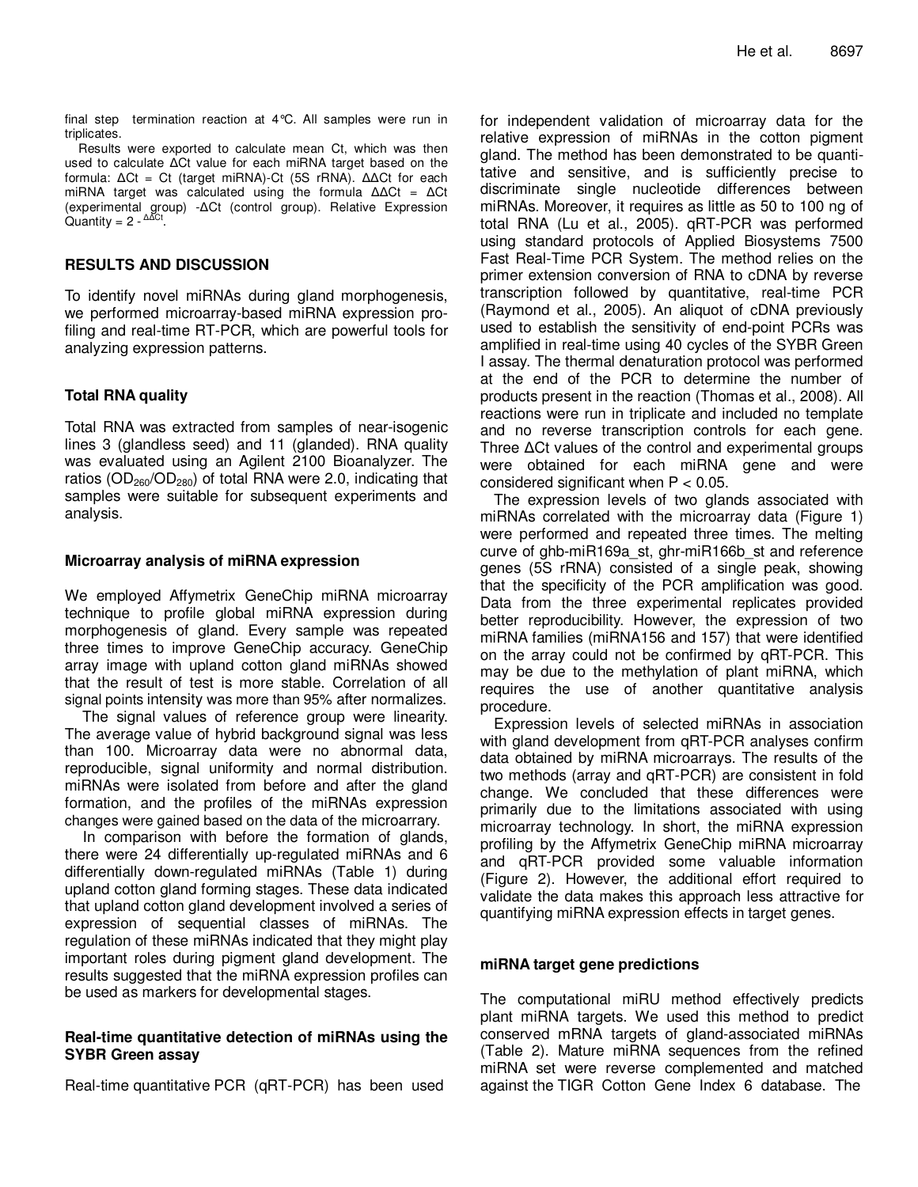final step termination reaction at 4°C. All samples were run in triplicates.

Results were exported to calculate mean Ct, which was then used to calculate ΔCt value for each miRNA target based on the formula: ΔCt = Ct (target miRNA)-Ct (5S rRNA). ΔΔCt for each miRNA target was calculated using the formula ΔΔCt = ΔCt (experimental group) -ΔCt (control group). Relative Expression Quantity = $2^{-\Delta\Delta Ct}$.

## RESULTS AND DISCUSSION

To identify novel miRNAs during gland morphogenesis, we performed microarray-based miRNA expression profiling and real-time RT-PCR, which are powerful tools for analyzing expression patterns.

### Total RNA quality

Total RNA was extracted from samples of near-isogenic lines 3 (glandless seed) and 11 (glanded). RNA quality was evaluated using an Agilent 2100 Bioanalyzer. The ratios ($OD_{260}/OD_{280}$) of total RNA were 2.0, indicating that samples were suitable for subsequent experiments and analysis.

### Microarray analysis of miRNA expression

We employed Affymetrix GeneChip miRNA microarray technique to profile global miRNA expression during morphogenesis of gland. Every sample was repeated three times to improve GeneChip accuracy. GeneChip array image with upland cotton gland miRNAs showed that the result of test is more stable. Correlation of all signal points intensity was more than 95% after normalizes.

The signal values of reference group were linearity. The average value of hybrid background signal was less than 100. Microarray data were no abnormal data, reproducible, signal uniformity and normal distribution. miRNAs were isolated from before and after the gland formation, and the profiles of the miRNAs expression changes were gained based on the data of the microarrary.

In comparison with before the formation of glands, there were 24 differentially up-regulated miRNAs and 6 differentially down-regulated miRNAs (Table 1) during upland cotton gland forming stages. These data indicated that upland cotton gland development involved a series of expression of sequential classes of miRNAs. The regulation of these miRNAs indicated that they might play important roles during pigment gland development. The results suggested that the miRNA expression profiles can be used as markers for developmental stages.

### Real-time quantitative detection of miRNAs using the SYBR Green assay

Real-time quantitative PCR (qRT-PCR) has been used for independent validation of microarray data for the relative expression of miRNAs in the cotton pigment gland. The method has been demonstrated to be quantitative and sensitive, and is sufficiently precise to discriminate single nucleotide differences between miRNAs. Moreover, it requires as little as 50 to 100 ng of total RNA (Lu et al., 2005). qRT-PCR was performed using standard protocols of Applied Biosystems 7500 Fast Real-Time PCR System. The method relies on the primer extension conversion of RNA to cDNA by reverse transcription followed by quantitative, real-time PCR (Raymond et al., 2005). An aliquot of cDNA previously used to establish the sensitivity of end-point PCRs was amplified in real-time using 40 cycles of the SYBR Green I assay. The thermal denaturation protocol was performed at the end of the PCR to determine the number of products present in the reaction (Thomas et al., 2008). All reactions were run in triplicate and included no template and no reverse transcription controls for each gene. Three ΔCt values of the control and experimental groups were obtained for each miRNA gene and were considered significant when $P < 0.05$.

The expression levels of two glands associated with miRNAs correlated with the microarray data (Figure 1) were performed and repeated three times. The melting curve of ghb-miR169a_st, ghr-miR166b_st and reference genes (5S rRNA) consisted of a single peak, showing that the specificity of the PCR amplification was good. Data from the three experimental replicates provided better reproducibility. However, the expression of two miRNA families (miRNA156 and 157) that were identified on the array could not be confirmed by qRT-PCR. This may be due to the methylation of plant miRNA, which requires the use of another quantitative analysis procedure.

Expression levels of selected miRNAs in association with gland development from qRT-PCR analyses confirm data obtained by miRNA microarrays. The results of the two methods (array and qRT-PCR) are consistent in fold change. We concluded that these differences were primarily due to the limitations associated with using microarray technology. In short, the miRNA expression profiling by the Affymetrix GeneChip miRNA microarray and qRT-PCR provided some valuable information (Figure 2). However, the additional effort required to validate the data makes this approach less attractive for quantifying miRNA expression effects in target genes.

### miRNA target gene predictions

The computational miRU method effectively predicts plant miRNA targets. We used this method to predict conserved mRNA targets of gland-associated miRNAs (Table 2). Mature miRNA sequences from the refined miRNA set were reverse complemented and matched against the TIGR Cotton Gene Index 6 database. The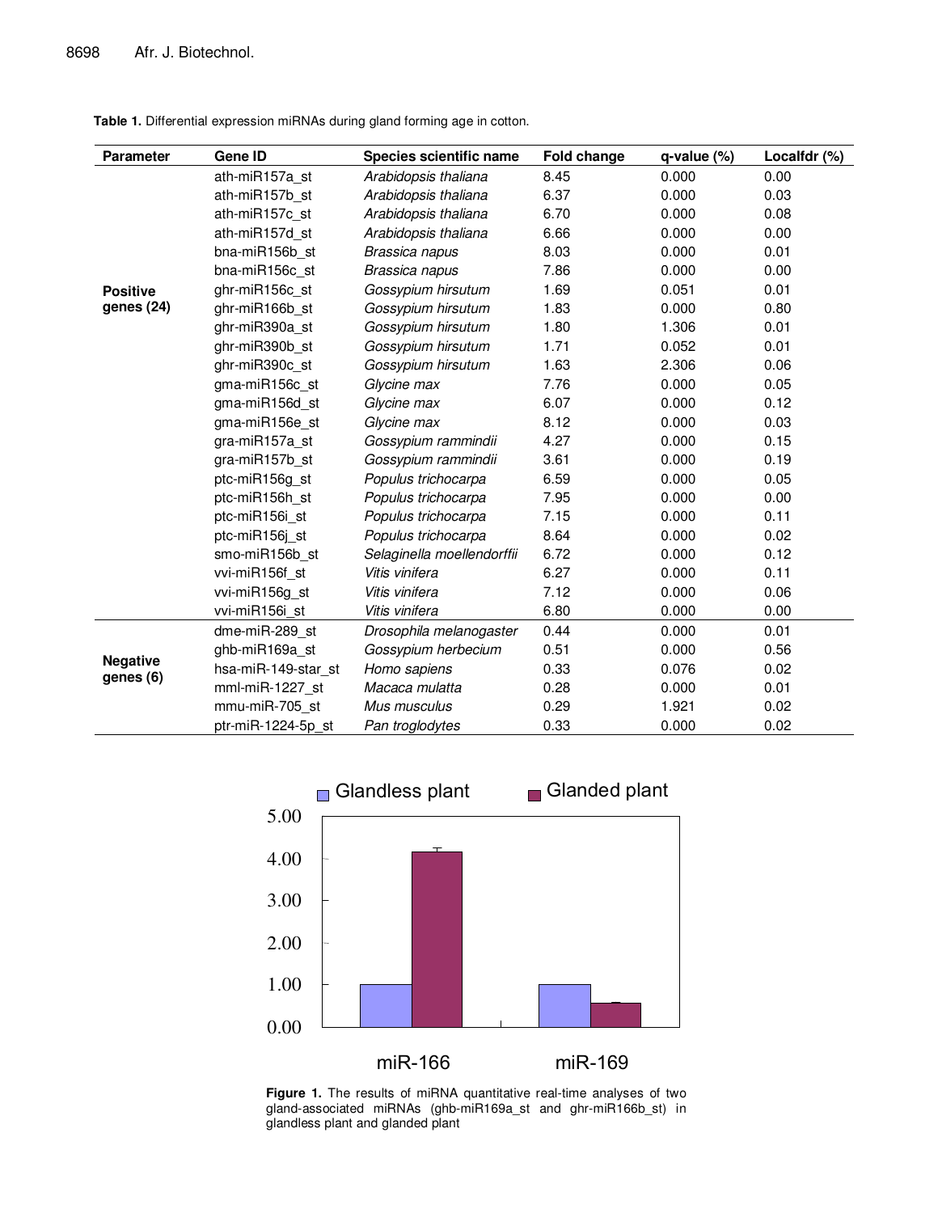**Table 1.** Differential expression miRNAs during gland forming age in cotton.

| Parameter | Gene ID | Species scientific name | Fold change | q-value (%) | Localfdr (%) |
|---|---|---|---|---|---|
| Positive genes (24) | ath-miR157a_st | *Arabidopsis thaliana* | 8.45 | 0.000 | 0.00 |
| | ath-miR157b_st | *Arabidopsis thaliana* | 6.37 | 0.000 | 0.03 |
| | ath-miR157c_st | *Arabidopsis thaliana* | 6.70 | 0.000 | 0.08 |
| | ath-miR157d_st | *Arabidopsis thaliana* | 6.66 | 0.000 | 0.00 |
| | bna-miR156b_st | *Brassica napus* | 8.03 | 0.000 | 0.01 |
| | bna-miR156c_st | *Brassica napus* | 7.86 | 0.000 | 0.00 |
| | ghr-miR156c_st | *Gossypium hirsutum* | 1.69 | 0.051 | 0.01 |
| | ghr-miR166b_st | *Gossypium hirsutum* | 1.83 | 0.000 | 0.80 |
| | ghr-miR390a_st | *Gossypium hirsutum* | 1.80 | 1.306 | 0.01 |
| | ghr-miR390b_st | *Gossypium hirsutum* | 1.71 | 0.052 | 0.01 |
| | ghr-miR390c_st | *Gossypium hirsutum* | 1.63 | 2.306 | 0.06 |
| | gma-miR156c_st | *Glycine max* | 7.76 | 0.000 | 0.05 |
| | gma-miR156d_st | *Glycine max* | 6.07 | 0.000 | 0.12 |
| | gma-miR156e_st | *Glycine max* | 8.12 | 0.000 | 0.03 |
| | gra-miR157a_st | *Gossypium rammindii* | 4.27 | 0.000 | 0.15 |
| | gra-miR157b_st | *Gossypium rammindii* | 3.61 | 0.000 | 0.19 |
| | ptc-miR156g_st | *Populus trichocarpa* | 6.59 | 0.000 | 0.05 |
| | ptc-miR156h_st | *Populus trichocarpa* | 7.95 | 0.000 | 0.00 |
| | ptc-miR156i_st | *Populus trichocarpa* | 7.15 | 0.000 | 0.11 |
| | ptc-miR156j_st | *Populus trichocarpa* | 8.64 | 0.000 | 0.02 |
| | smo-miR156b_st | *Selaginella moellendorffii* | 6.72 | 0.000 | 0.12 |
| | vvi-miR156f_st | *Vitis vinifera* | 6.27 | 0.000 | 0.11 |
| | vvi-miR156g_st | *Vitis vinifera* | 7.12 | 0.000 | 0.06 |
| | vvi-miR156i_st | *Vitis vinifera* | 6.80 | 0.000 | 0.00 |
| Negative genes (6) | dme-miR-289_st | *Drosophila melanogaster* | 0.44 | 0.000 | 0.01 |
| | ghb-miR169a_st | *Gossypium herbecium* | 0.51 | 0.000 | 0.56 |
| | hsa-miR-149-star_st | *Homo sapiens* | 0.33 | 0.076 | 0.02 |
| | mml-miR-1227_st | *Macaca mulatta* | 0.28 | 0.000 | 0.01 |
| | mmu-miR-705_st | *Mus musculus* | 0.29 | 1.921 | 0.02 |
| | ptr-miR-1224-5p_st | *Pan troglodytes* | 0.33 | 0.000 | 0.02 |

**Figure 1.** The results of miRNA quantitative real-time analyses of two gland-associated miRNAs (ghb-miR169a_st and ghr-miR166b_st) in glandless plant and glanded plant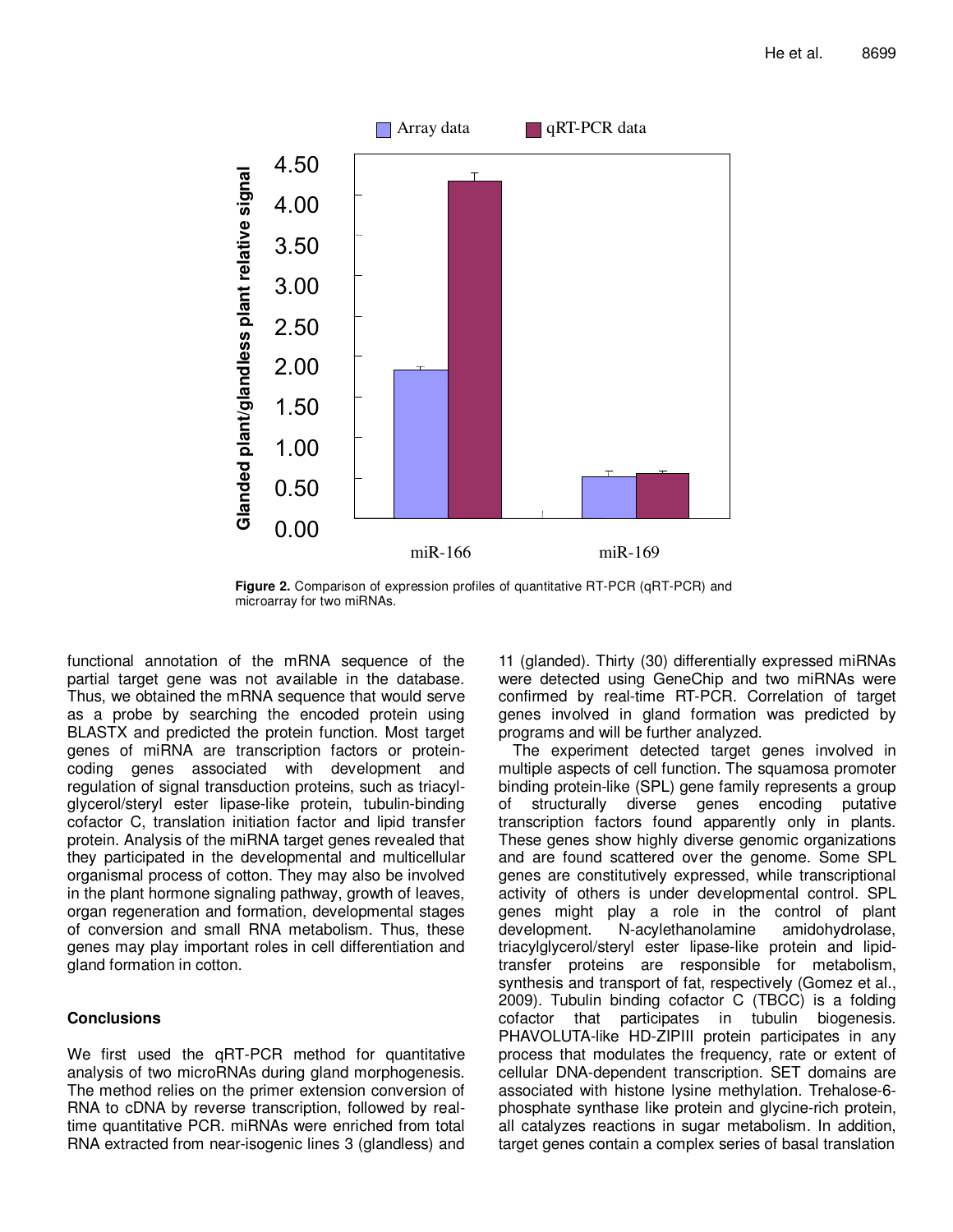**Figure 2.** Comparison of expression profiles of quantitative RT-PCR (qRT-PCR) and microarray for two miRNAs.

functional annotation of the mRNA sequence of the partial target gene was not available in the database. Thus, we obtained the mRNA sequence that would serve as a probe by searching the encoded protein using BLASTX and predicted the protein function. Most target genes of miRNA are transcription factors or protein-coding genes associated with development and regulation of signal transduction proteins, such as triacylglycerol/steryl ester lipase-like protein, tubulin-binding cofactor C, translation initiation factor and lipid transfer protein. Analysis of the miRNA target genes revealed that they participated in the developmental and multicellular organismal process of cotton. They may also be involved in the plant hormone signaling pathway, growth of leaves, organ regeneration and formation, developmental stages of conversion and small RNA metabolism. Thus, these genes may play important roles in cell differentiation and gland formation in cotton.

## Conclusions

We first used the qRT-PCR method for quantitative analysis of two microRNAs during gland morphogenesis. The method relies on the primer extension conversion of RNA to cDNA by reverse transcription, followed by real-time quantitative PCR. miRNAs were enriched from total RNA extracted from near-isogenic lines 3 (glandless) and 11 (glanded). Thirty (30) differentially expressed miRNAs were detected using GeneChip and two miRNAs were confirmed by real-time RT-PCR. Correlation of target genes involved in gland formation was predicted by programs and will be further analyzed.

The experiment detected target genes involved in multiple aspects of cell function. The squamosa promoter binding protein-like (SPL) gene family represents a group of structurally diverse genes encoding putative transcription factors found apparently only in plants. These genes show highly diverse genomic organizations and are found scattered over the genome. Some SPL genes are constitutively expressed, while transcriptional activity of others is under developmental control. SPL genes might play a role in the control of plant development. N-acylethanolamine amidohydrolase, triacylglycerol/steryl ester lipase-like protein and lipid-transfer proteins are responsible for metabolism, synthesis and transport of fat, respectively (Gomez et al., 2009). Tubulin binding cofactor C (TBCC) is a folding cofactor that participates in tubulin biogenesis. PHAVOLUTA-like HD-ZIPIII protein participates in any process that modulates the frequency, rate or extent of cellular DNA-dependent transcription. SET domains are associated with histone lysine methylation. Trehalose-6-phosphate synthase like protein and glycine-rich protein, all catalyzes reactions in sugar metabolism. In addition, target genes contain a complex series of basal translation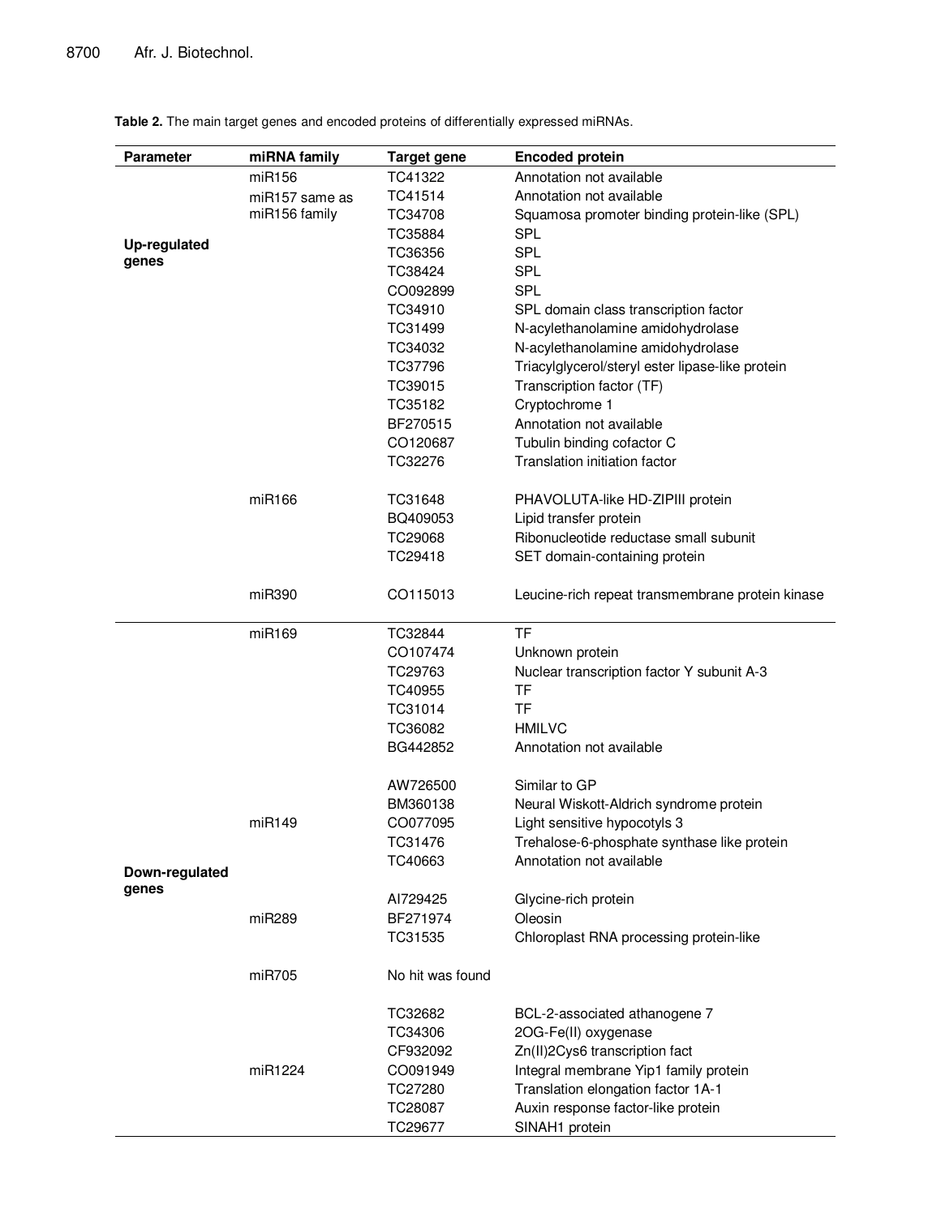**Table 2.** The main target genes and encoded proteins of differentially expressed miRNAs.

| Parameter | miRNA family | Target gene | Encoded protein |
|---|---|---|---|
| Up-regulated genes | miR156 | TC41322 | Annotation not available |
| | miR157 same as miR156 family | TC41514 | Annotation not available |
| | | TC34708 | Squamosa promoter binding protein-like (SPL) |
| | | TC35884 | SPL |
| | | TC36356 | SPL |
| | | TC38424 | SPL |
| | | CO092899 | SPL |
| | | TC34910 | SPL domain class transcription factor |
| | | TC31499 | N-acylethanolamine amidohydrolase |
| | | TC34032 | N-acylethanolamine amidohydrolase |
| | | TC37796 | Triacylglycerol/steryl ester lipase-like protein |
| | | TC39015 | Transcription factor (TF) |
| | | TC35182 | Cryptochrome 1 |
| | | BF270515 | Annotation not available |
| | | CO120687 | Tubulin binding cofactor C |
| | | TC32276 | Translation initiation factor |
| | miR166 | TC31648 | PHAVOLUTA-like HD-ZIPIII protein |
| | | BQ409053 | Lipid transfer protein |
| | | TC29068 | Ribonucleotide reductase small subunit |
| | | TC29418 | SET domain-containing protein |
| | miR390 | CO115013 | Leucine-rich repeat transmembrane protein kinase |
| Down-regulated genes | miR169 | TC32844 | TF |
| | | CO107474 | Unknown protein |
| | | TC29763 | Nuclear transcription factor Y subunit A-3 |
| | | TC40955 | TF |
| | | TC31014 | TF |
| | | TC36082 | HMILVC |
| | | BG442852 | Annotation not available |
| | miR149 | AW726500 | Similar to GP |
| | | BM360138 | Neural Wiskott-Aldrich syndrome protein |
| | | CO077095 | Light sensitive hypocotyls 3 |
| | | TC31476 | Trehalose-6-phosphate synthase like protein |
| | | TC40663 | Annotation not available |
| | miR289 | AI729425 | Glycine-rich protein |
| | | BF271974 | Oleosin |
| | | TC31535 | Chloroplast RNA processing protein-like |
| | miR705 | No hit was found | |
| | miR1224 | TC32682 | BCL-2-associated athanogene 7 |
| | | TC34306 | 2OG-Fe(II) oxygenase |
| | | CF932092 | Zn(II)2Cys6 transcription fact |
| | | CO091949 | Integral membrane Yip1 family protein |
| | | TC27280 | Translation elongation factor 1A-1 |
| | | TC28087 | Auxin response factor-like protein |
| | | TC29677 | SINAH1 protein |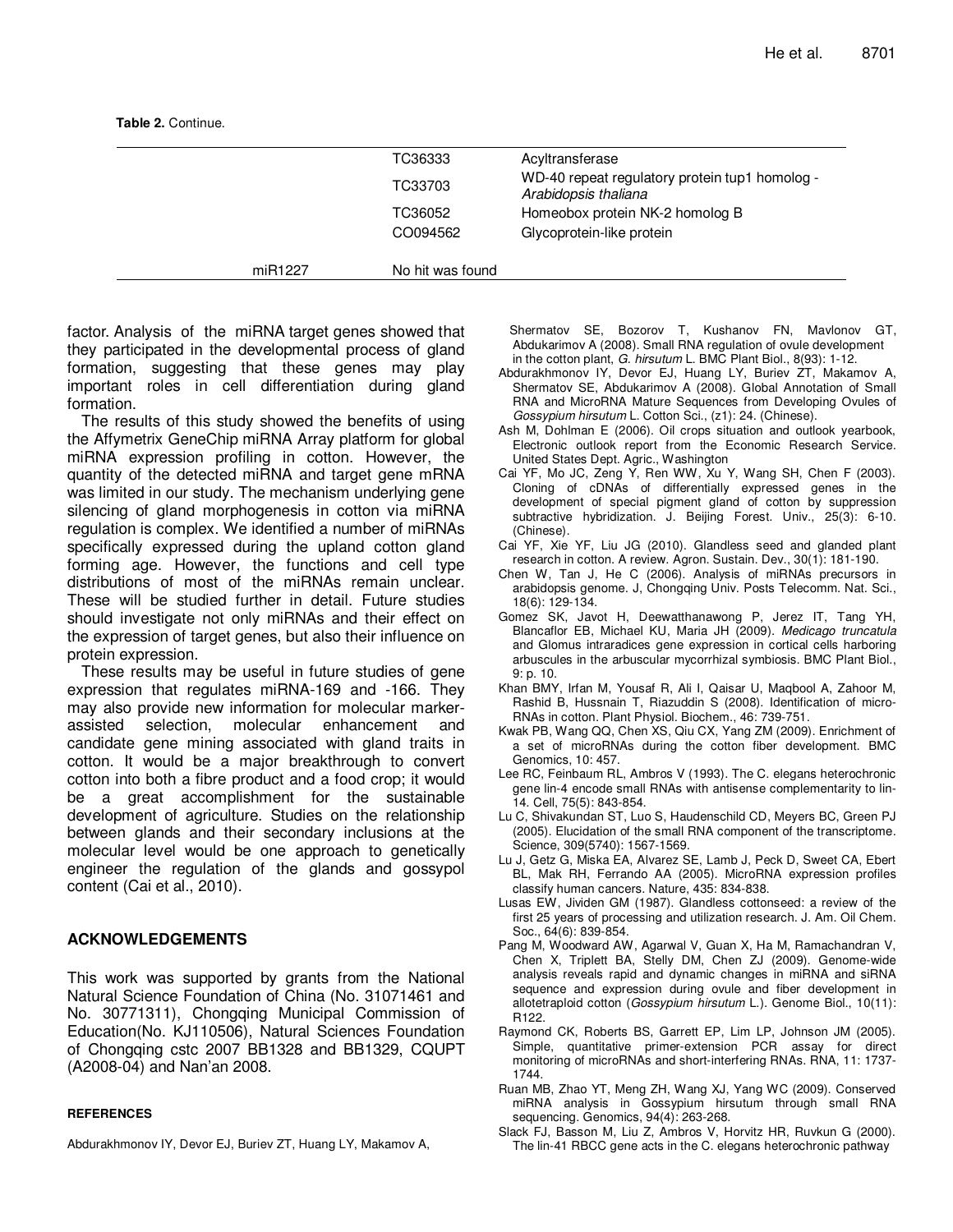**Table 2.** Continue.

| | | |
|---|---|---|
| | TC36333 | Acyltransferase |
| | TC33703 | WD-40 repeat regulatory protein tup1 homolog - *Arabidopsis thaliana* |
| | TC36052 | Homeobox protein NK-2 homolog B |
| | CO094562 | Glycoprotein-like protein |
| miR1227 | No hit was found | |

factor. Analysis of the miRNA target genes showed that they participated in the developmental process of gland formation, suggesting that these genes may play important roles in cell differentiation during gland formation.

The results of this study showed the benefits of using the Affymetrix GeneChip miRNA Array platform for global miRNA expression profiling in cotton. However, the quantity of the detected miRNA and target gene mRNA was limited in our study. The mechanism underlying gene silencing of gland morphogenesis in cotton via miRNA regulation is complex. We identified a number of miRNAs specifically expressed during the upland cotton gland forming age. However, the functions and cell type distributions of most of the miRNAs remain unclear. These will be studied further in detail. Future studies should investigate not only miRNAs and their effect on the expression of target genes, but also their influence on protein expression.

These results may be useful in future studies of gene expression that regulates miRNA-169 and -166. They may also provide new information for molecular marker-assisted selection, molecular enhancement and candidate gene mining associated with gland traits in cotton. It would be a major breakthrough to convert cotton into both a fibre product and a food crop; it would be a great accomplishment for the sustainable development of agriculture. Studies on the relationship between glands and their secondary inclusions at the molecular level would be one approach to genetically engineer the regulation of the glands and gossypol content (Cai et al., 2010).

## ACKNOWLEDGEMENTS

This work was supported by grants from the National Natural Science Foundation of China (No. 31071461 and No. 30771311), Chongqing Municipal Commission of Education(No. KJ110506), Natural Sciences Foundation of Chongqing cstc 2007 BB1328 and BB1329, CQUPT (A2008-04) and Nan'an 2008.

## REFERENCES

Abdurakhmonov IY, Devor EJ, Buriev ZT, Huang LY, Makamov A, Shermatov SE, Bozorov T, Kushanov FN, Mavlonov GT, Abdukarimov A (2008). Small RNA regulation of ovule development in the cotton plant, *G. hirsutum* L. BMC Plant Biol., 8(93): 1-12.

Abdurakhmonov IY, Devor EJ, Huang LY, Buriev ZT, Makamov A, Shermatov SE, Abdukarimov A (2008). Global Annotation of Small RNA and MicroRNA Mature Sequences from Developing Ovules of *Gossypium hirsutum* L. Cotton Sci., (z1): 24. (Chinese).

Ash M, Dohlman E (2006). Oil crops situation and outlook yearbook, Electronic outlook report from the Economic Research Service. United States Dept. Agric., Washington

Cai YF, Mo JC, Zeng Y, Ren WW, Xu Y, Wang SH, Chen F (2003). Cloning of cDNAs of differentially expressed genes in the development of special pigment gland of cotton by suppression subtractive hybridization. J. Beijing Forest. Univ., 25(3): 6-10. (Chinese).

Cai YF, Xie YF, Liu JG (2010). Glandless seed and glanded plant research in cotton. A review. Agron. Sustain. Dev., 30(1): 181-190.

Chen W, Tan J, He C (2006). Analysis of miRNAs precursors in arabidopsis genome. J, Chongqing Univ. Posts Telecomm. Nat. Sci., 18(6): 129-134.

Gomez SK, Javot H, Deewatthanawong P, Jerez IT, Tang YH, Blancaflor EB, Michael KU, Maria JH (2009). *Medicago truncatula* and Glomus intraradices gene expression in cortical cells harboring arbuscules in the arbuscular mycorrhizal symbiosis. BMC Plant Biol., 9: p. 10.

Khan BMY, Irfan M, Yousaf R, Ali I, Qaisar U, Maqbool A, Zahoor M, Rashid B, Hussnain T, Riazuddin S (2008). Identification of micro-RNAs in cotton. Plant Physiol. Biochem., 46: 739-751.

Kwak PB, Wang QQ, Chen XS, Qiu CX, Yang ZM (2009). Enrichment of a set of microRNAs during the cotton fiber development. BMC Genomics, 10: 457.

Lee RC, Feinbaum RL, Ambros V (1993). The C. elegans heterochronic gene lin-4 encode small RNAs with antisense complementarity to lin-14. Cell, 75(5): 843-854.

Lu C, Shivakundan ST, Luo S, Haudenschild CD, Meyers BC, Green PJ (2005). Elucidation of the small RNA component of the transcriptome. Science, 309(5740): 1567-1569.

Lu J, Getz G, Miska EA, Alvarez SE, Lamb J, Peck D, Sweet CA, Ebert BL, Mak RH, Ferrando AA (2005). MicroRNA expression profiles classify human cancers. Nature, 435: 834-838.

Lusas EW, Jividen GM (1987). Glandless cottonseed: a review of the first 25 years of processing and utilization research. J. Am. Oil Chem. Soc., 64(6): 839-854.

Pang M, Woodward AW, Agarwal V, Guan X, Ha M, Ramachandran V, Chen X, Triplett BA, Stelly DM, Chen ZJ (2009). Genome-wide analysis reveals rapid and dynamic changes in miRNA and siRNA sequence and expression during ovule and fiber development in allotetraploid cotton (*Gossypium hirsutum* L.). Genome Biol., 10(11): R122.

Raymond CK, Roberts BS, Garrett EP, Lim LP, Johnson JM (2005). Simple, quantitative primer-extension PCR assay for direct monitoring of microRNAs and short-interfering RNAs. RNA, 11: 1737-1744.

Ruan MB, Zhao YT, Meng ZH, Wang XJ, Yang WC (2009). Conserved miRNA analysis in Gossypium hirsutum through small RNA sequencing. Genomics, 94(4): 263-268.

Slack FJ, Basson M, Liu Z, Ambros V, Horvitz HR, Ruvkun G (2000). The lin-41 RBCC gene acts in the C. elegans heterochronic pathway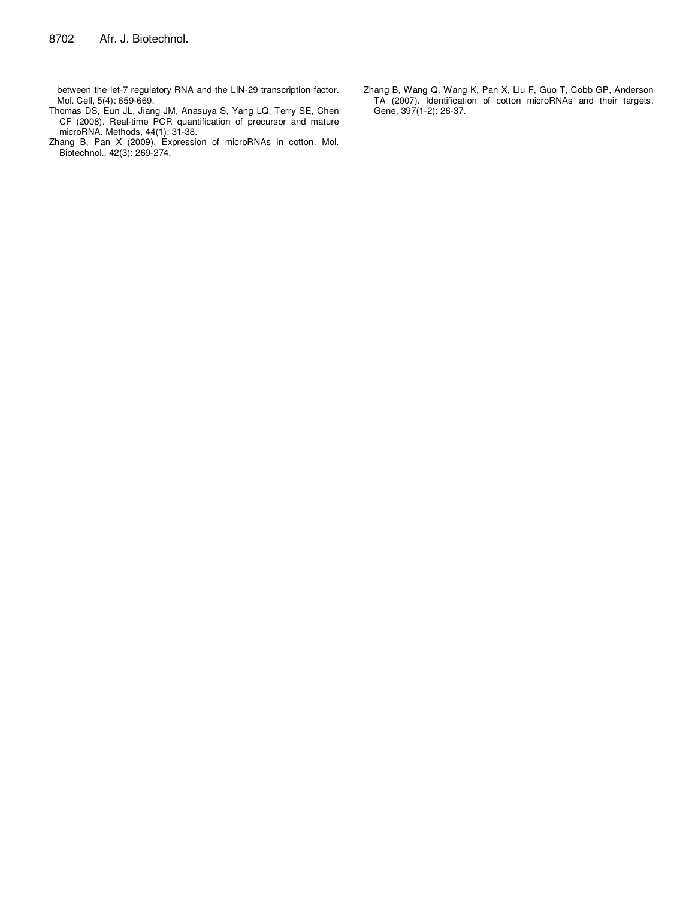between the let-7 regulatory RNA and the LIN-29 transcription factor. Mol. Cell, 5(4): 659-669.

Thomas DS, Eun JL, Jiang JM, Anasuya S, Yang LQ, Terry SE, Chen CF (2008). Real-time PCR quantification of precursor and mature microRNA. Methods, 44(1): 31-38.

Zhang B, Pan X (2009). Expression of microRNAs in cotton. Mol. Biotechnol., 42(3): 269-274.

Zhang B, Wang Q, Wang K, Pan X, Liu F, Guo T, Cobb GP, Anderson TA (2007). Identification of cotton microRNAs and their targets. Gene, 397(1-2): 26-37.